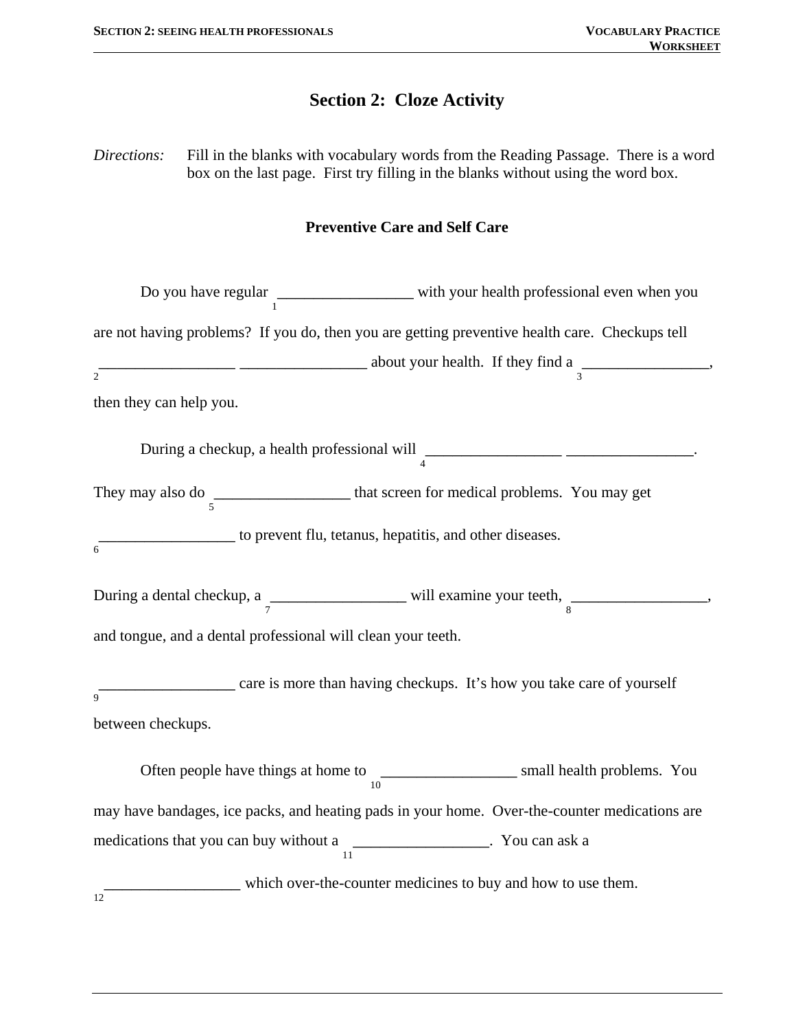# Section 2: Cloze Activity

*Directions:* Fill in the blanks with vocabulary words from the Reading Passage. There is a word box on the last page. First try filling in the blanks without using the word box.

### Preventive Care and Self Care

Do you have regular _________________ (1) with your health professional even when you are not having problems? If you do, then you are getting preventive health care. Checkups tell _________________ _________________ (2) about your health. If they find a _________________ (3), then they can help you.

During a checkup, a health professional will _________________ _________________ (4). They may also do _________________ (5) that screen for medical problems. You may get _________________ (6) to prevent flu, tetanus, hepatitis, and other diseases.

During a dental checkup, a _________________ (7) will examine your teeth, _________________ (8), and tongue, and a dental professional will clean your teeth.

_________________ (9) care is more than having checkups. It's how you take care of yourself between checkups.

Often people have things at home to _________________ (10) small health problems. You may have bandages, ice packs, and heating pads in your home. Over-the-counter medications are medications that you can buy without a _________________ (11). You can ask a _________________ (12) which over-the-counter medicines to buy and how to use them.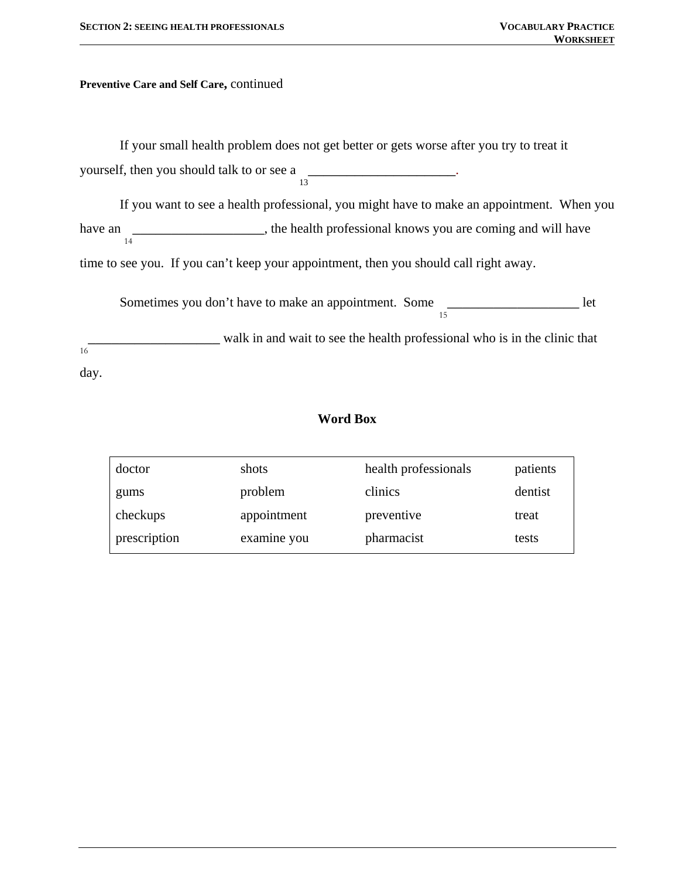**Preventive Care and Self Care,** continued

If your small health problem does not get better or gets worse after you try to treat it yourself, then you should talk to or see a ______________________ (13).

If you want to see a health professional, you might have to make an appointment. When you have an ___________________ (14), the health professional knows you are coming and will have time to see you. If you can't keep your appointment, then you should call right away.

Sometimes you don't have to make an appointment. Some ___________________ (15) let ___________________ (16) walk in and wait to see the health professional who is in the clinic that day.

**Word Box**

| | | | |
|---|---|---|---|
| doctor | shots | health professionals | patients |
| gums | problem | clinics | dentist |
| checkups | appointment | preventive | treat |
| prescription | examine you | pharmacist | tests |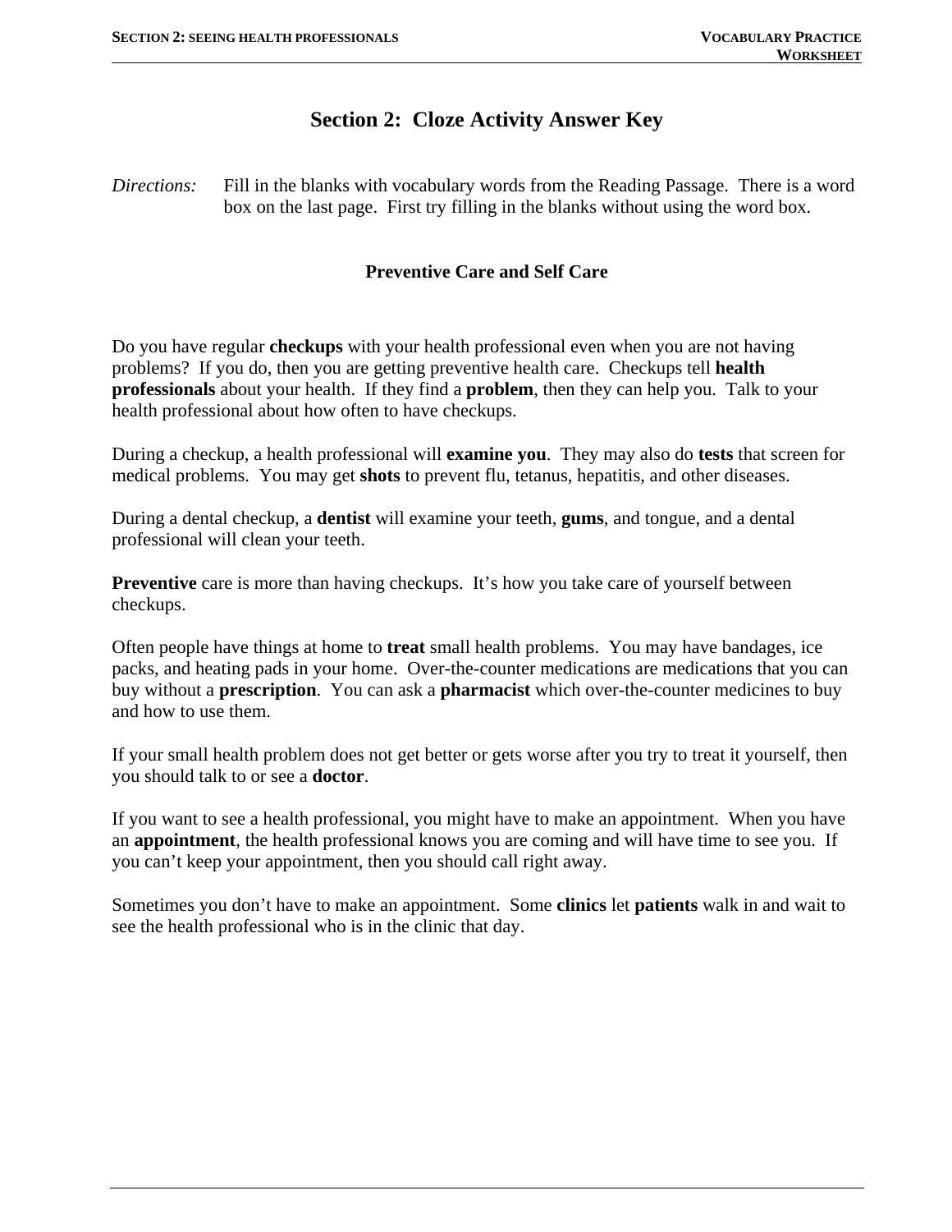# Section 2: Cloze Activity Answer Key

*Directions:* Fill in the blanks with vocabulary words from the Reading Passage. There is a word box on the last page. First try filling in the blanks without using the word box.

## Preventive Care and Self Care

Do you have regular **checkups** with your health professional even when you are not having problems? If you do, then you are getting preventive health care. Checkups tell **health professionals** about your health. If they find a **problem**, then they can help you. Talk to your health professional about how often to have checkups.

During a checkup, a health professional will **examine you**. They may also do **tests** that screen for medical problems. You may get **shots** to prevent flu, tetanus, hepatitis, and other diseases.

During a dental checkup, a **dentist** will examine your teeth, **gums**, and tongue, and a dental professional will clean your teeth.

**Preventive** care is more than having checkups. It's how you take care of yourself between checkups.

Often people have things at home to **treat** small health problems. You may have bandages, ice packs, and heating pads in your home. Over-the-counter medications are medications that you can buy without a **prescription**. You can ask a **pharmacist** which over-the-counter medicines to buy and how to use them.

If your small health problem does not get better or gets worse after you try to treat it yourself, then you should talk to or see a **doctor**.

If you want to see a health professional, you might have to make an appointment. When you have an **appointment**, the health professional knows you are coming and will have time to see you. If you can't keep your appointment, then you should call right away.

Sometimes you don't have to make an appointment. Some **clinics** let **patients** walk in and wait to see the health professional who is in the clinic that day.